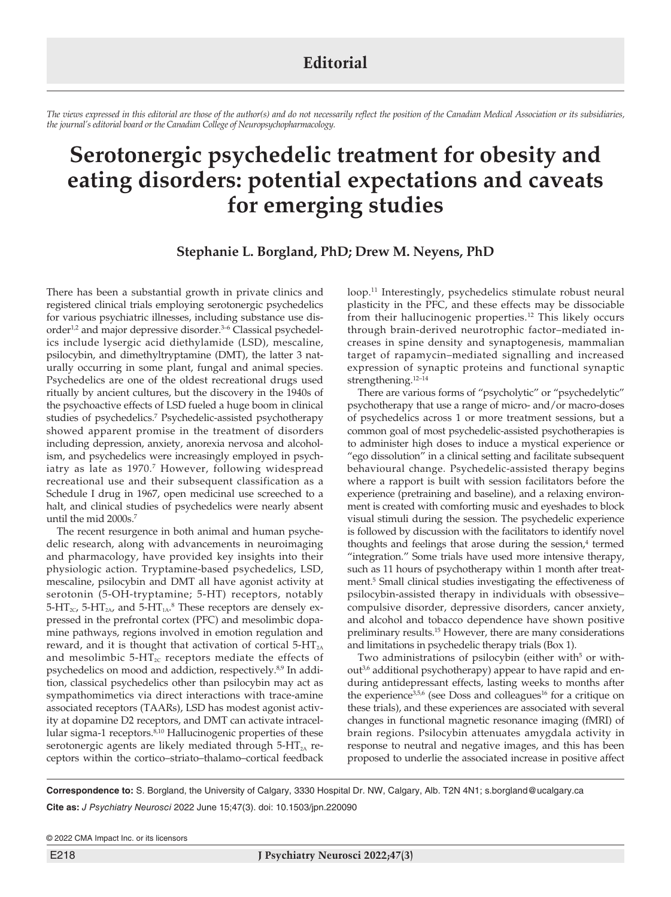## Editorial

*The views expressed in this editorial are those of the author(s) and do not necessarily reflect the position of the Canadian Medical Association or its subsidiaries, the journal's editorial board or the Canadian College of Neuropsychopharmacology.*

# Serotonergic psychedelic treatment for obesity and eating disorders: potential expectations and caveats for emerging studies

**Stephanie L. Borgland, PhD; Drew M. Neyens, PhD**

There has been a substantial growth in private clinics and registered clinical trials employing serotonergic psychedelics for various psychiatric illnesses, including substance use disorder[1,2] and major depressive disorder.[3–6] Classical psychedelics include lysergic acid diethylamide (LSD), mescaline, psilocybin, and dimethyltryptamine (DMT), the latter 3 naturally occurring in some plant, fungal and animal species. Psychedelics are one of the oldest recreational drugs used ritually by ancient cultures, but the discovery in the 1940s of the psychoactive effects of LSD fueled a huge boom in clinical studies of psychedelics.[7] Psychedelic-assisted psychotherapy showed apparent promise in the treatment of disorders including depression, anxiety, anorexia nervosa and alcoholism, and psychedelics were increasingly employed in psychiatry as late as 1970.[7] However, following widespread recreational use and their subsequent classification as a Schedule I drug in 1967, open medicinal use screeched to a halt, and clinical studies of psychedelics were nearly absent until the mid 2000s.[7]

The recent resurgence in both animal and human psychedelic research, along with advancements in neuroimaging and pharmacology, have provided key insights into their physiologic action. Tryptamine-based psychedelics, LSD, mescaline, psilocybin and DMT all have agonist activity at serotonin (5-OH-tryptamine; 5-HT) receptors, notably $5\text{-HT}_{2C}$, $5\text{-HT}_{2A}$, and $5\text{-HT}_{1A}$.[8] These receptors are densely expressed in the prefrontal cortex (PFC) and mesolimbic dopamine pathways, regions involved in emotion regulation and reward, and it is thought that activation of cortical $5\text{-HT}_{2A}$ and mesolimbic $5\text{-HT}_{2C}$ receptors mediate the effects of psychedelics on mood and addiction, respectively.[8,9] In addition, classical psychedelics other than psilocybin may act as sympathomimetics via direct interactions with trace-amine associated receptors (TAARs), LSD has modest agonist activity at dopamine D2 receptors, and DMT can activate intracellular sigma-1 receptors.[8,10] Hallucinogenic properties of these serotonergic agents are likely mediated through $5\text{-HT}_{2A}$ receptors within the cortico–striato–thalamo–cortical feedback loop.[11] Interestingly, psychedelics stimulate robust neural plasticity in the PFC, and these effects may be dissociable from their hallucinogenic properties.[12] This likely occurs through brain-derived neurotrophic factor–mediated increases in spine density and synaptogenesis, mammalian target of rapamycin–mediated signalling and increased expression of synaptic proteins and functional synaptic strengthening.[12–14]

There are various forms of "psycholytic" or "psychedelytic" psychotherapy that use a range of micro- and/or macro-doses of psychedelics across 1 or more treatment sessions, but a common goal of most psychedelic-assisted psychotherapies is to administer high doses to induce a mystical experience or "ego dissolution" in a clinical setting and facilitate subsequent behavioural change. Psychedelic-assisted therapy begins where a rapport is built with session facilitators before the experience (pretraining and baseline), and a relaxing environment is created with comforting music and eyeshades to block visual stimuli during the session. The psychedelic experience is followed by discussion with the facilitators to identify novel thoughts and feelings that arose during the session,[4] termed "integration." Some trials have used more intensive therapy, such as 11 hours of psychotherapy within 1 month after treatment.[5] Small clinical studies investigating the effectiveness of psilocybin-assisted therapy in individuals with obsessive–compulsive disorder, depressive disorders, cancer anxiety, and alcohol and tobacco dependence have shown positive preliminary results.[15] However, there are many considerations and limitations in psychedelic therapy trials (Box 1).

Two administrations of psilocybin (either with[5] or without[3,6] additional psychotherapy) appear to have rapid and enduring antidepressant effects, lasting weeks to months after the experience[3,5,6] (see Doss and colleagues[16] for a critique on these trials), and these experiences are associated with several changes in functional magnetic resonance imaging (fMRI) of brain regions. Psilocybin attenuates amygdala activity in response to neutral and negative images, and this has been proposed to underlie the associated increase in positive affect

**Correspondence to:** S. Borgland, the University of Calgary, 3330 Hospital Dr. NW, Calgary, Alb. T2N 4N1; s.borgland@ucalgary.ca

**Cite as:** *J Psychiatry Neurosci* 2022 June 15;47(3). doi: 10.1503/jpn.220090

© 2022 CMA Impact Inc. or its licensors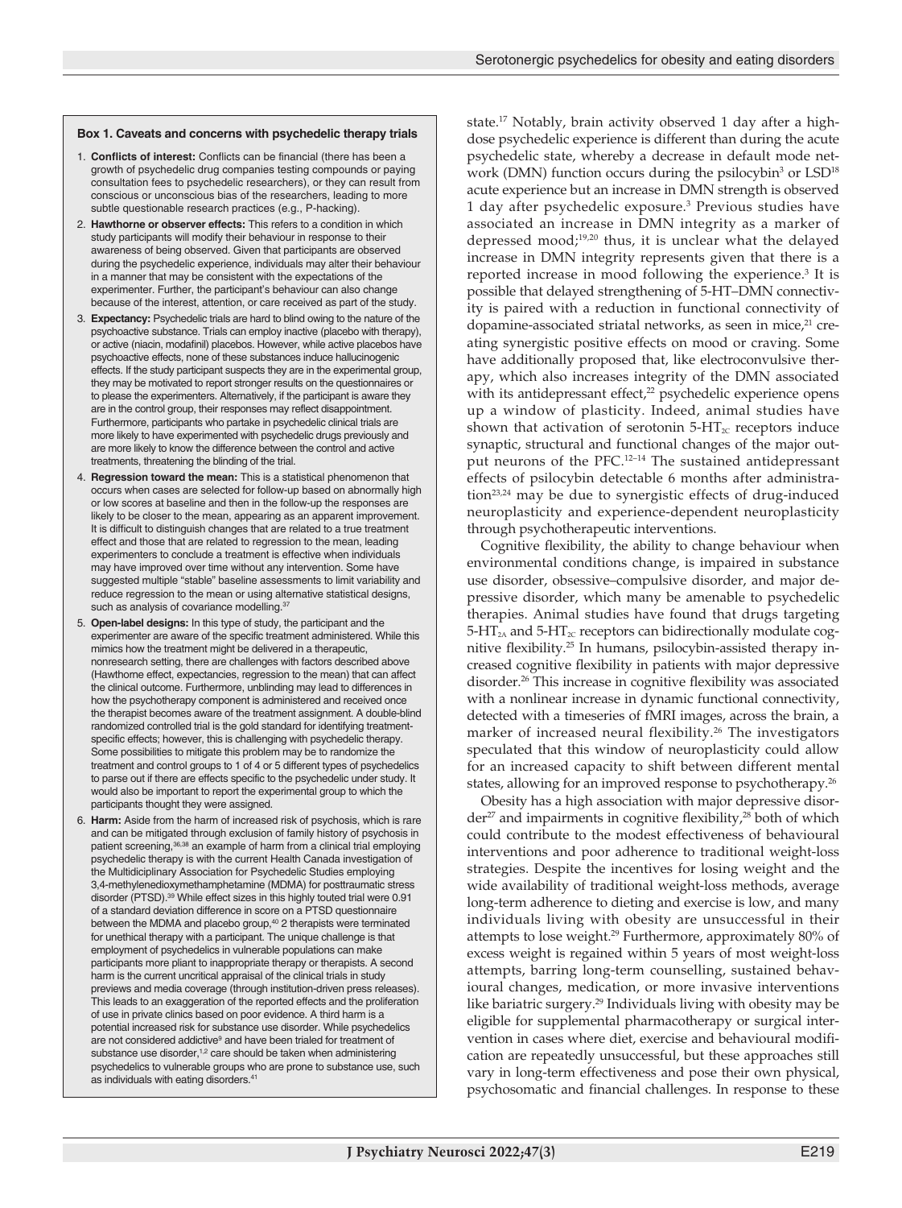### Box 1. Caveats and concerns with psychedelic therapy trials

1. **Conflicts of interest:** Conflicts can be financial (there has been a growth of psychedelic drug companies testing compounds or paying consultation fees to psychedelic researchers), or they can result from conscious or unconscious bias of the researchers, leading to more subtle questionable research practices (e.g., P-hacking).
2. **Hawthorne or observer effects:** This refers to a condition in which study participants will modify their behaviour in response to their awareness of being observed. Given that participants are observed during the psychedelic experience, individuals may alter their behaviour in a manner that may be consistent with the expectations of the experimenter. Further, the participant's behaviour can also change because of the interest, attention, or care received as part of the study.
3. **Expectancy:** Psychedelic trials are hard to blind owing to the nature of the psychoactive substance. Trials can employ inactive (placebo with therapy), or active (niacin, modafinil) placebos. However, while active placebos have psychoactive effects, none of these substances induce hallucinogenic effects. If the study participant suspects they are in the experimental group, they may be motivated to report stronger results on the questionnaires or to please the experimenters. Alternatively, if the participant is aware they are in the control group, their responses may reflect disappointment. Furthermore, participants who partake in psychedelic clinical trials are more likely to have experimented with psychedelic drugs previously and are more likely to know the difference between the control and active treatments, threatening the blinding of the trial.
4. **Regression toward the mean:** This is a statistical phenomenon that occurs when cases are selected for follow-up based on abnormally high or low scores at baseline and then in the follow-up the responses are likely to be closer to the mean, appearing as an apparent improvement. It is difficult to distinguish changes that are related to a true treatment effect and those that are related to regression to the mean, leading experimenters to conclude a treatment is effective when individuals may have improved over time without any intervention. Some have suggested multiple "stable" baseline assessments to limit variability and reduce regression to the mean or using alternative statistical designs, such as analysis of covariance modelling.[37]
5. **Open-label designs:** In this type of study, the participant and the experimenter are aware of the specific treatment administered. While this mimics how the treatment might be delivered in a therapeutic, nonresearch setting, there are challenges with factors described above (Hawthorne effect, expectancies, regression to the mean) that can affect the clinical outcome. Furthermore, unblinding may lead to differences in how the psychotherapy component is administered and received once the therapist becomes aware of the treatment assignment. A double-blind randomized controlled trial is the gold standard for identifying treatment-specific effects; however, this is challenging with psychedelic therapy. Some possibilities to mitigate this problem may be to randomize the treatment and control groups to 1 of 4 or 5 different types of psychedelics to parse out if there are effects specific to the psychedelic under study. It would also be important to report the experimental group to which the participants thought they were assigned.
6. **Harm:** Aside from the harm of increased risk of psychosis, which is rare and can be mitigated through exclusion of family history of psychosis in patient screening,[36,38] an example of harm from a clinical trial employing psychedelic therapy is with the current Health Canada investigation of the Multidiciplinary Association for Psychedelic Studies employing 3,4-methylenedioxymethamphetamine (MDMA) for posttraumatic stress disorder (PTSD).[39] While effect sizes in this highly touted trial were 0.91 of a standard deviation difference in score on a PTSD questionnaire between the MDMA and placebo group,[40] 2 therapists were terminated for unethical therapy with a participant. The unique challenge is that employment of psychedelics in vulnerable populations can make participants more pliant to inappropriate therapy or therapists. A second harm is the current uncritical appraisal of the clinical trials in study previews and media coverage (through institution-driven press releases). This leads to an exaggeration of the reported effects and the proliferation of use in private clinics based on poor evidence. A third harm is a potential increased risk for substance use disorder. While psychedelics are not considered addictive[9] and have been trialed for treatment of substance use disorder,[1,2] care should be taken when administering psychedelics to vulnerable groups who are prone to substance use, such as individuals with eating disorders.[41]

state.[17] Notably, brain activity observed 1 day after a high-dose psychedelic experience is different than during the acute psychedelic state, whereby a decrease in default mode network (DMN) function occurs during the psilocybin[3] or LSD[18] acute experience but an increase in DMN strength is observed 1 day after psychedelic exposure.[3] Previous studies have associated an increase in DMN integrity as a marker of depressed mood;[19,20] thus, it is unclear what the delayed increase in DMN integrity represents given that there is a reported increase in mood following the experience.[3] It is possible that delayed strengthening of 5-HT–DMN connectivity is paired with a reduction in functional connectivity of dopamine-associated striatal networks, as seen in mice,[21] creating synergistic positive effects on mood or craving. Some have additionally proposed that, like electroconvulsive therapy, which also increases integrity of the DMN associated with its antidepressant effect,[22] psychedelic experience opens up a window of plasticity. Indeed, animal studies have shown that activation of serotonin 5-$HT_{2C}$ receptors induce synaptic, structural and functional changes of the major output neurons of the PFC.[12–14] The sustained antidepressant effects of psilocybin detectable 6 months after administration[23,24] may be due to synergistic effects of drug-induced neuroplasticity and experience-dependent neuroplasticity through psychotherapeutic interventions.

Cognitive flexibility, the ability to change behaviour when environmental conditions change, is impaired in substance use disorder, obsessive–compulsive disorder, and major depressive disorder, which many be amenable to psychedelic therapies. Animal studies have found that drugs targeting 5-$HT_{2A}$ and 5-$HT_{2C}$ receptors can bidirectionally modulate cognitive flexibility.[25] In humans, psilocybin-assisted therapy increased cognitive flexibility in patients with major depressive disorder.[26] This increase in cognitive flexibility was associated with a nonlinear increase in dynamic functional connectivity, detected with a timeseries of fMRI images, across the brain, a marker of increased neural flexibility.[26] The investigators speculated that this window of neuroplasticity could allow for an increased capacity to shift between different mental states, allowing for an improved response to psychotherapy.[26]

Obesity has a high association with major depressive disorder[27] and impairments in cognitive flexibility,[28] both of which could contribute to the modest effectiveness of behavioural interventions and poor adherence to traditional weight-loss strategies. Despite the incentives for losing weight and the wide availability of traditional weight-loss methods, average long-term adherence to dieting and exercise is low, and many individuals living with obesity are unsuccessful in their attempts to lose weight.[29] Furthermore, approximately 80% of excess weight is regained within 5 years of most weight-loss attempts, barring long-term counselling, sustained behavioural changes, medication, or more invasive interventions like bariatric surgery.[29] Individuals living with obesity may be eligible for supplemental pharmacotherapy or surgical intervention in cases where diet, exercise and behavioural modification are repeatedly unsuccessful, but these approaches still vary in long-term effectiveness and pose their own physical, psychosomatic and financial challenges. In response to these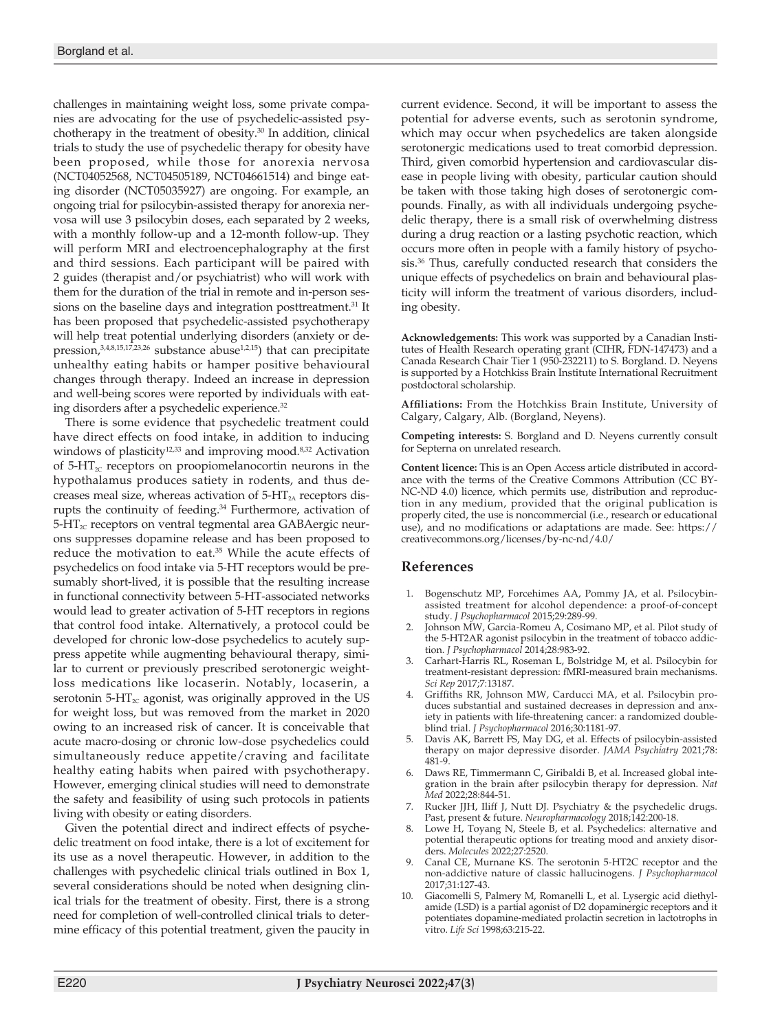challenges in maintaining weight loss, some private companies are advocating for the use of psychedelic-assisted psychotherapy in the treatment of obesity.[30] In addition, clinical trials to study the use of psychedelic therapy for obesity have been proposed, while those for anorexia nervosa (NCT04052568, NCT04505189, NCT04661514) and binge eating disorder (NCT05035927) are ongoing. For example, an ongoing trial for psilocybin-assisted therapy for anorexia nervosa will use 3 psilocybin doses, each separated by 2 weeks, with a monthly follow-up and a 12-month follow-up. They will perform MRI and electroencephalography at the first and third sessions. Each participant will be paired with 2 guides (therapist and/or psychiatrist) who will work with them for the duration of the trial in remote and in-person sessions on the baseline days and integration posttreatment.[31] It has been proposed that psychedelic-assisted psychotherapy will help treat potential underlying disorders (anxiety or depression,[3,4,8,15,17,23,26] substance abuse[1,2,15]) that can precipitate unhealthy eating habits or hamper positive behavioural changes through therapy. Indeed an increase in depression and well-being scores were reported by individuals with eating disorders after a psychedelic experience.[32]

There is some evidence that psychedelic treatment could have direct effects on food intake, in addition to inducing windows of plasticity[12,33] and improving mood.[8,32] Activation of $5\text{-HT}_{2C}$ receptors on proopiomelanocortin neurons in the hypothalamus produces satiety in rodents, and thus decreases meal size, whereas activation of $5\text{-HT}_{2A}$ receptors disrupts the continuity of feeding.[34] Furthermore, activation of $5\text{-HT}_{2C}$ receptors on ventral tegmental area GABAergic neurons suppresses dopamine release and has been proposed to reduce the motivation to eat.[35] While the acute effects of psychedelics on food intake via 5-HT receptors would be presumably short-lived, it is possible that the resulting increase in functional connectivity between 5-HT-associated networks would lead to greater activation of 5-HT receptors in regions that control food intake. Alternatively, a protocol could be developed for chronic low-dose psychedelics to acutely suppress appetite while augmenting behavioural therapy, similar to current or previously prescribed serotonergic weight-loss medications like locaserin. Notably, locaserin, a serotonin $5\text{-HT}_{2C}$ agonist, was originally approved in the US for weight loss, but was removed from the market in 2020 owing to an increased risk of cancer. It is conceivable that acute macro-dosing or chronic low-dose psychedelics could simultaneously reduce appetite/craving and facilitate healthy eating habits when paired with psychotherapy. However, emerging clinical studies will need to demonstrate the safety and feasibility of using such protocols in patients living with obesity or eating disorders.

Given the potential direct and indirect effects of psychedelic treatment on food intake, there is a lot of excitement for its use as a novel therapeutic. However, in addition to the challenges with psychedelic clinical trials outlined in Box 1, several considerations should be noted when designing clinical trials for the treatment of obesity. First, there is a strong need for completion of well-controlled clinical trials to determine efficacy of this potential treatment, given the paucity in current evidence. Second, it will be important to assess the potential for adverse events, such as serotonin syndrome, which may occur when psychedelics are taken alongside serotonergic medications used to treat comorbid depression. Third, given comorbid hypertension and cardiovascular disease in people living with obesity, particular caution should be taken with those taking high doses of serotonergic compounds. Finally, as with all individuals undergoing psychedelic therapy, there is a small risk of overwhelming distress during a drug reaction or a lasting psychotic reaction, which occurs more often in people with a family history of psychosis.[36] Thus, carefully conducted research that considers the unique effects of psychedelics on brain and behavioural plasticity will inform the treatment of various disorders, including obesity.

**Acknowledgements:** This work was supported by a Canadian Institutes of Health Research operating grant (CIHR, FDN-147473) and a Canada Research Chair Tier 1 (950-232211) to S. Borgland. D. Neyens is supported by a Hotchkiss Brain Institute International Recruitment postdoctoral scholarship.

**Affiliations:** From the Hotchkiss Brain Institute, University of Calgary, Calgary, Alb. (Borgland, Neyens).

**Competing interests:** S. Borgland and D. Neyens currently consult for Septerna on unrelated research.

**Content licence:** This is an Open Access article distributed in accordance with the terms of the Creative Commons Attribution (CC BY-NC-ND 4.0) licence, which permits use, distribution and reproduction in any medium, provided that the original publication is properly cited, the use is noncommercial (i.e., research or educational use), and no modifications or adaptations are made. See: https://creativecommons.org/licenses/by-nc-nd/4.0/

## References

1. Bogenschutz MP, Forcehimes AA, Pommy JA, et al. Psilocybin-assisted treatment for alcohol dependence: a proof-of-concept study. *J Psychopharmacol* 2015;29:289-99.
2. Johnson MW, Garcia-Romeu A, Cosimano MP, et al. Pilot study of the 5-HT2AR agonist psilocybin in the treatment of tobacco addiction. *J Psychopharmacol* 2014;28:983-92.
3. Carhart-Harris RL, Roseman L, Bolstridge M, et al. Psilocybin for treatment-resistant depression: fMRI-measured brain mechanisms. *Sci Rep* 2017;7:13187.
4. Griffiths RR, Johnson MW, Carducci MA, et al. Psilocybin produces substantial and sustained decreases in depression and anxiety in patients with life-threatening cancer: a randomized double-blind trial. *J Psychopharmacol* 2016;30:1181-97.
5. Davis AK, Barrett FS, May DG, et al. Effects of psilocybin-assisted therapy on major depressive disorder. *JAMA Psychiatry* 2021;78:481-9.
6. Daws RE, Timmermann C, Giribaldi B, et al. Increased global integration in the brain after psilocybin therapy for depression. *Nat Med* 2022;28:844-51.
7. Rucker JJH, Iliff J, Nutt DJ. Psychiatry & the psychedelic drugs. Past, present & future. *Neuropharmacology* 2018;142:200-18.
8. Lowe H, Toyang N, Steele B, et al. Psychedelics: alternative and potential therapeutic options for treating mood and anxiety disorders. *Molecules* 2022;27:2520.
9. Canal CE, Murnane KS. The serotonin 5-HT2C receptor and the non-addictive nature of classic hallucinogens. *J Psychopharmacol* 2017;31:127-43.
10. Giacomelli S, Palmery M, Romanelli L, et al. Lysergic acid diethylamide (LSD) is a partial agonist of D2 dopaminergic receptors and it potentiates dopamine-mediated prolactin secretion in lactotrophs in vitro. *Life Sci* 1998;63:215-22.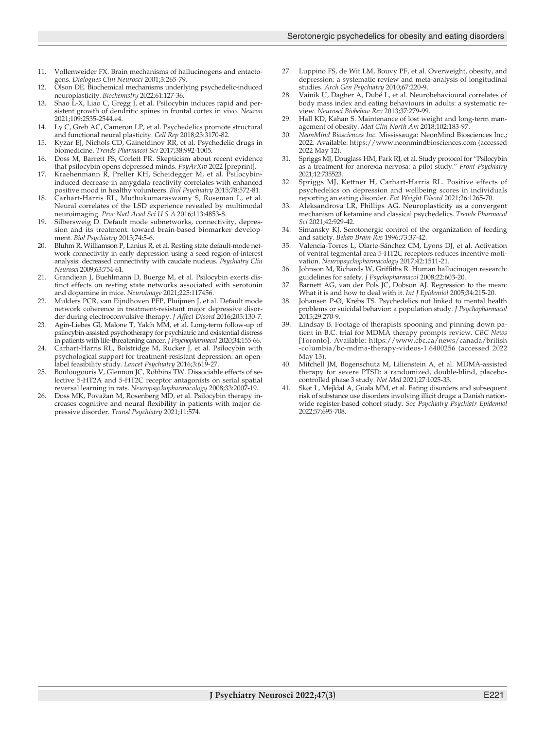11. Vollenweider FX. Brain mechanisms of hallucinogens and entactogens. *Dialogues Clin Neurosci* 2001;3:265-79.
12. Olson DE. Biochemical mechanisms underlying psychedelic-induced neuroplasticity. *Biochemistry* 2022;61:127-36.
13. Shao L-X, Liao C, Gregg I, et al. Psilocybin induces rapid and persistent growth of dendritic spines in frontal cortex in vivo. *Neuron* 2021;109:2535-2544.e4.
14. Ly C, Greb AC, Cameron LP, et al. Psychedelics promote structural and functional neural plasticity. *Cell Rep* 2018;23:3170-82.
15. Kyzar EJ, Nichols CD, Gainetdinov RR, et al. Psychedelic drugs in biomedicine. *Trends Pharmacol Sci* 2017;38:992-1005.
16. Doss M, Barrett FS, Corlett PR. Skepticism about recent evidence that psilocybin opens depressed minds. *PsyArXiv* 2022 [preprint].
17. Kraehenmann R, Preller KH, Scheidegger M, et al. Psilocybin-induced decrease in amygdala reactivity correlates with enhanced positive mood in healthy volunteers. *Biol Psychiatry* 2015;78:572-81.
18. Carhart-Harris RL, Muthukumaraswamy S, Roseman L, et al. Neural correlates of the LSD experience revealed by multimodal neuroimaging. *Proc Natl Acad Sci U S A* 2016;113:4853-8.
19. Silbersweig D. Default mode subnetworks, connectivity, depression and its treatment: toward brain-based biomarker development. *Biol Psychiatry* 2013;74:5-6.
20. Bluhm R, Williamson P, Lanius R, et al. Resting state default-mode network connectivity in early depression using a seed region-of-interest analysis: decreased connectivity with caudate nucleus. *Psychiatry Clin Neurosci* 2009;63:754-61.
21. Grandjean J, Buehlmann D, Buerge M, et al. Psilocybin exerts distinct effects on resting state networks associated with serotonin and dopamine in mice. *Neuroimage* 2021;225:117456.
22. Mulders PCR, van Eijndhoven PFP, Pluijmen J, et al. Default mode network coherence in treatment-resistant major depressive disorder during electroconvulsive therapy. *J Affect Disord* 2016;205:130-7.
23. Agin-Liebes GI, Malone T, Yalch MM, et al. Long-term follow-up of psilocybin-assisted psychotherapy for psychiatric and existential distress in patients with life-threatening cancer. *J Psychopharmacol* 2020;34:155-66.
24. Carhart-Harris RL, Bolstridge M, Rucker J, et al. Psilocybin with psychological support for treatment-resistant depression: an open-label feasibility study. *Lancet Psychiatry* 2016;3:619-27.
25. Boulougouris V, Glennon JC, Robbins TW. Dissociable effects of selective 5-HT2A and 5-HT2C receptor antagonists on serial spatial reversal learning in rats. *Neuropsychopharmacology* 2008;33:2007-19.
26. Doss MK, Považan M, Rosenberg MD, et al. Psilocybin therapy increases cognitive and neural flexibility in patients with major depressive disorder. *Transl Psychiatry* 2021;11:574.
27. Luppino FS, de Wit LM, Bouvy PF, et al. Overweight, obesity, and depression: a systematic review and meta-analysis of longitudinal studies. *Arch Gen Psychiatry* 2010;67:220-9.
28. Vainik U, Dagher A, Dubé L, et al. Neurobehavioural correlates of body mass index and eating behaviours in adults: a systematic review. *Neurosci Biobehav Rev* 2013;37:279-99.
29. Hall KD, Kahan S. Maintenance of lost weight and long-term management of obesity. *Med Clin North Am* 2018;102:183-97.
30. *NeonMind Biosciences Inc.* Mississauga: NeonMind Biosciences Inc.; 2022. Available: https://www.neonmindbiosciences.com (accessed 2022 May 12).
31. Spriggs MJ, Douglass HM, Park RJ, et al. Study protocol for "Psilocybin as a treatment for anorexia nervosa: a pilot study." *Front Psychiatry* 2021;12:735523.
32. Spriggs MJ, Kettner H, Carhart-Harris RL. Positive effects of psychedelics on depression and wellbeing scores in individuals reporting an eating disorder. *Eat Weight Disord* 2021;26:1265-70.
33. Aleksandrova LR, Phillips AG. Neuroplasticity as a convergent mechanism of ketamine and classical psychedelics. *Trends Pharmacol Sci* 2021;42:929-42.
34. Simansky KJ. Serotonergic control of the organization of feeding and satiety. *Behav Brain Res* 1996;73:37-42.
35. Valencia-Torres L, Olarte-Sánchez CM, Lyons DJ, et al. Activation of ventral tegmental area 5-HT2C receptors reduces incentive motivation. *Neuropsychopharmacology* 2017;42:1511-21.
36. Johnson M, Richards W, Griffiths R. Human hallucinogen research: guidelines for safety. *J Psychopharmacol* 2008;22:603-20.
37. Barnett AG, van der Pols JC, Dobson AJ. Regression to the mean: What it is and how to deal with it. *Int J Epidemiol* 2005;34:215-20.
38. Johansen P-Ø, Krebs TS. Psychedelics not linked to mental health problems or suicidal behavior: a population study. *J Psychopharmacol* 2015;29:270-9.
39. Lindsay B. Footage of therapists spooning and pinning down patient in B.C. trial for MDMA therapy prompts review. *CBC News* [Toronto]. Available: https://www.cbc.ca/news/canada/british-columbia/bc-mdma-therapy-videos-1.6400256 (accessed 2022 May 13).
40. Mitchell JM, Bogenschutz M, Lilienstein A, et al. MDMA-assisted therapy for severe PTSD: a randomized, double-blind, placebo-controlled phase 3 study. *Nat Med* 2021;27:1025-33.
41. Skøt L, Mejldal A, Guala MM, et al. Eating disorders and subsequent risk of substance use disorders involving illicit drugs: a Danish nationwide register-based cohort study. *Soc Psychiatry Psychiatr Epidemiol* 2022;57:695-708.